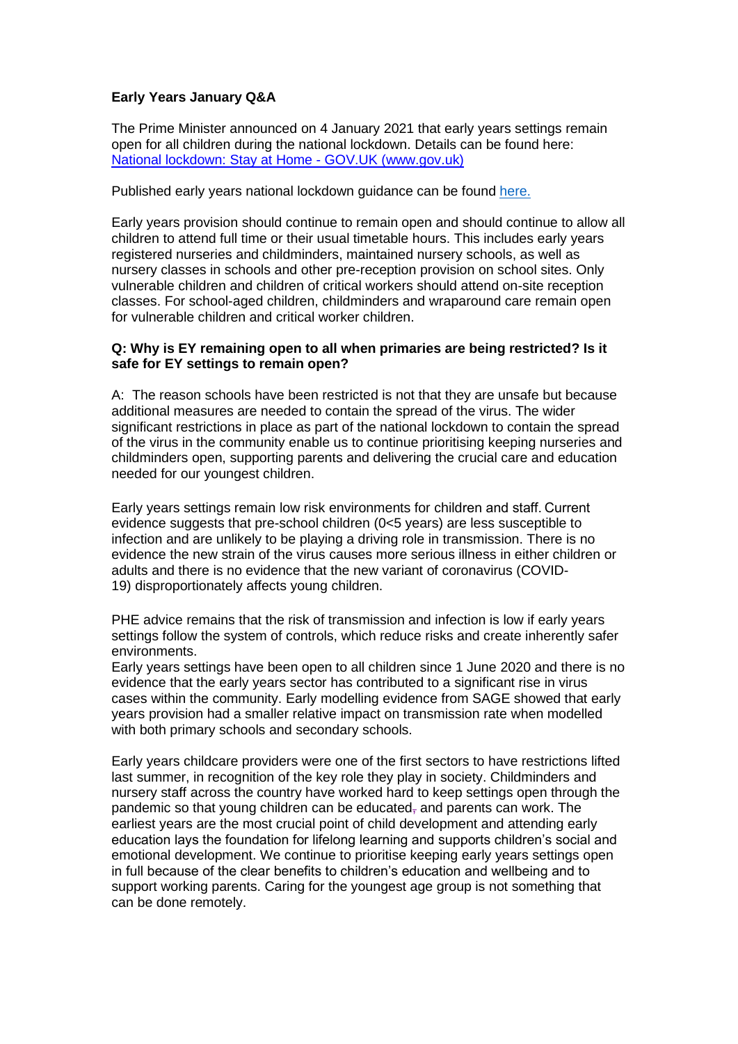**Early Years January Q&A**

The Prime Minister announced on 4 January 2021 that early years settings remain open for all children during the national lockdown. Details can be found here: [National lockdown: Stay at Home - GOV.UK (www.gov.uk)]()

Published early years national lockdown guidance can be found [here.]()

Early years provision should continue to remain open and should continue to allow all children to attend full time or their usual timetable hours. This includes early years registered nurseries and childminders, maintained nursery schools, as well as nursery classes in schools and other pre-reception provision on school sites. Only vulnerable children and children of critical workers should attend on-site reception classes. For school-aged children, childminders and wraparound care remain open for vulnerable children and critical worker children.

**Q: Why is EY remaining open to all when primaries are being restricted? Is it safe for EY settings to remain open?**

A: The reason schools have been restricted is not that they are unsafe but because additional measures are needed to contain the spread of the virus. The wider significant restrictions in place as part of the national lockdown to contain the spread of the virus in the community enable us to continue prioritising keeping nurseries and childminders open, supporting parents and delivering the crucial care and education needed for our youngest children.

Early years settings remain low risk environments for children and staff. Current evidence suggests that pre-school children (0<5 years) are less susceptible to infection and are unlikely to be playing a driving role in transmission. There is no evidence the new strain of the virus causes more serious illness in either children or adults and there is no evidence that the new variant of coronavirus (COVID-19) disproportionately affects young children.

PHE advice remains that the risk of transmission and infection is low if early years settings follow the system of controls, which reduce risks and create inherently safer environments.
Early years settings have been open to all children since 1 June 2020 and there is no evidence that the early years sector has contributed to a significant rise in virus cases within the community. Early modelling evidence from SAGE showed that early years provision had a smaller relative impact on transmission rate when modelled with both primary schools and secondary schools.

Early years childcare providers were one of the first sectors to have restrictions lifted last summer, in recognition of the key role they play in society. Childminders and nursery staff across the country have worked hard to keep settings open through the pandemic so that young children can be educated and parents can work. The earliest years are the most crucial point of child development and attending early education lays the foundation for lifelong learning and supports children's social and emotional development. We continue to prioritise keeping early years settings open in full because of the clear benefits to children's education and wellbeing and to support working parents. Caring for the youngest age group is not something that can be done remotely.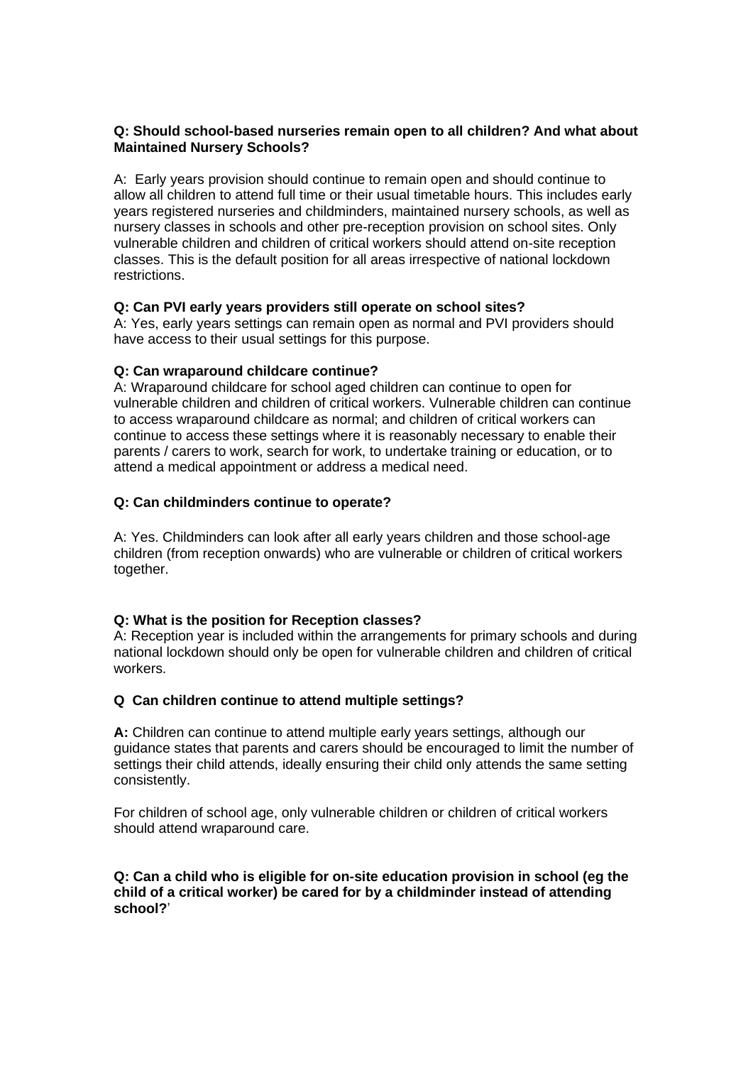**Q: Should school-based nurseries remain open to all children? And what about Maintained Nursery Schools?**

A: Early years provision should continue to remain open and should continue to allow all children to attend full time or their usual timetable hours. This includes early years registered nurseries and childminders, maintained nursery schools, as well as nursery classes in schools and other pre-reception provision on school sites. Only vulnerable children and children of critical workers should attend on-site reception classes. This is the default position for all areas irrespective of national lockdown restrictions.

**Q: Can PVI early years providers still operate on school sites?**

A: Yes, early years settings can remain open as normal and PVI providers should have access to their usual settings for this purpose.

**Q: Can wraparound childcare continue?**

A: Wraparound childcare for school aged children can continue to open for vulnerable children and children of critical workers. Vulnerable children can continue to access wraparound childcare as normal; and children of critical workers can continue to access these settings where it is reasonably necessary to enable their parents / carers to work, search for work, to undertake training or education, or to attend a medical appointment or address a medical need.

**Q: Can childminders continue to operate?**

A: Yes. Childminders can look after all early years children and those school-age children (from reception onwards) who are vulnerable or children of critical workers together.

**Q: What is the position for Reception classes?**

A: Reception year is included within the arrangements for primary schools and during national lockdown should only be open for vulnerable children and children of critical workers.

**Q Can children continue to attend multiple settings?**

**A:** Children can continue to attend multiple early years settings, although our guidance states that parents and carers should be encouraged to limit the number of settings their child attends, ideally ensuring their child only attends the same setting consistently.

For children of school age, only vulnerable children or children of critical workers should attend wraparound care.

**Q: Can a child who is eligible for on-site education provision in school (eg the child of a critical worker) be cared for by a childminder instead of attending school?**'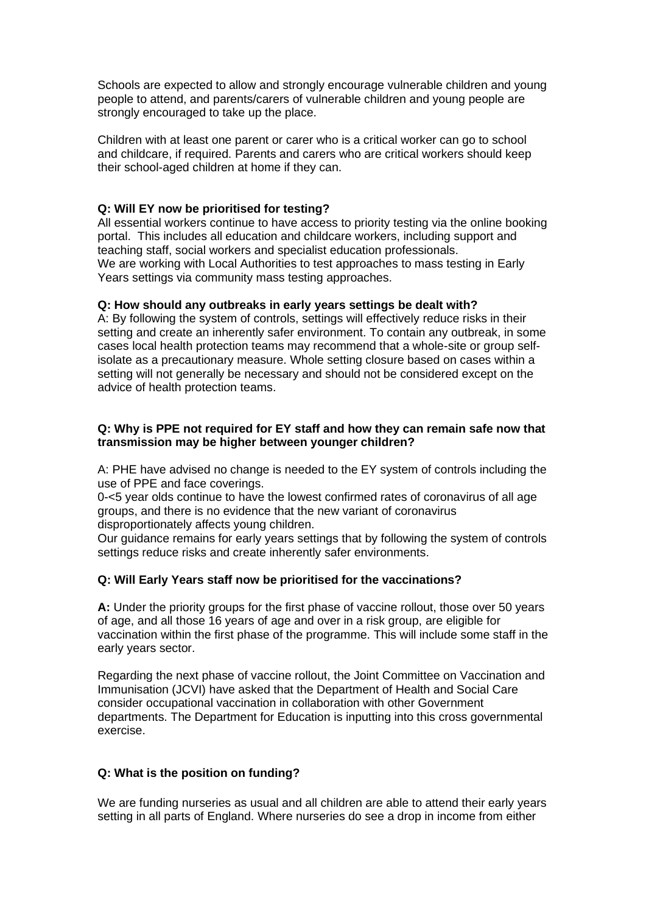Schools are expected to allow and strongly encourage vulnerable children and young people to attend, and parents/carers of vulnerable children and young people are strongly encouraged to take up the place.

Children with at least one parent or carer who is a critical worker can go to school and childcare, if required. Parents and carers who are critical workers should keep their school-aged children at home if they can.

**Q: Will EY now be prioritised for testing?**

All essential workers continue to have access to priority testing via the online booking portal. This includes all education and childcare workers, including support and teaching staff, social workers and specialist education professionals.
We are working with Local Authorities to test approaches to mass testing in Early Years settings via community mass testing approaches.

**Q: How should any outbreaks in early years settings be dealt with?**

A: By following the system of controls, settings will effectively reduce risks in their setting and create an inherently safer environment. To contain any outbreak, in some cases local health protection teams may recommend that a whole-site or group self-isolate as a precautionary measure. Whole setting closure based on cases within a setting will not generally be necessary and should not be considered except on the advice of health protection teams.

**Q: Why is PPE not required for EY staff and how they can remain safe now that transmission may be higher between younger children?**

A: PHE have advised no change is needed to the EY system of controls including the use of PPE and face coverings.
0-<5 year olds continue to have the lowest confirmed rates of coronavirus of all age groups, and there is no evidence that the new variant of coronavirus disproportionately affects young children.
Our guidance remains for early years settings that by following the system of controls settings reduce risks and create inherently safer environments.

**Q: Will Early Years staff now be prioritised for the vaccinations?**

**A:** Under the priority groups for the first phase of vaccine rollout, those over 50 years of age, and all those 16 years of age and over in a risk group, are eligible for vaccination within the first phase of the programme. This will include some staff in the early years sector.

Regarding the next phase of vaccine rollout, the Joint Committee on Vaccination and Immunisation (JCVI) have asked that the Department of Health and Social Care consider occupational vaccination in collaboration with other Government departments. The Department for Education is inputting into this cross governmental exercise.

**Q: What is the position on funding?**

We are funding nurseries as usual and all children are able to attend their early years setting in all parts of England. Where nurseries do see a drop in income from either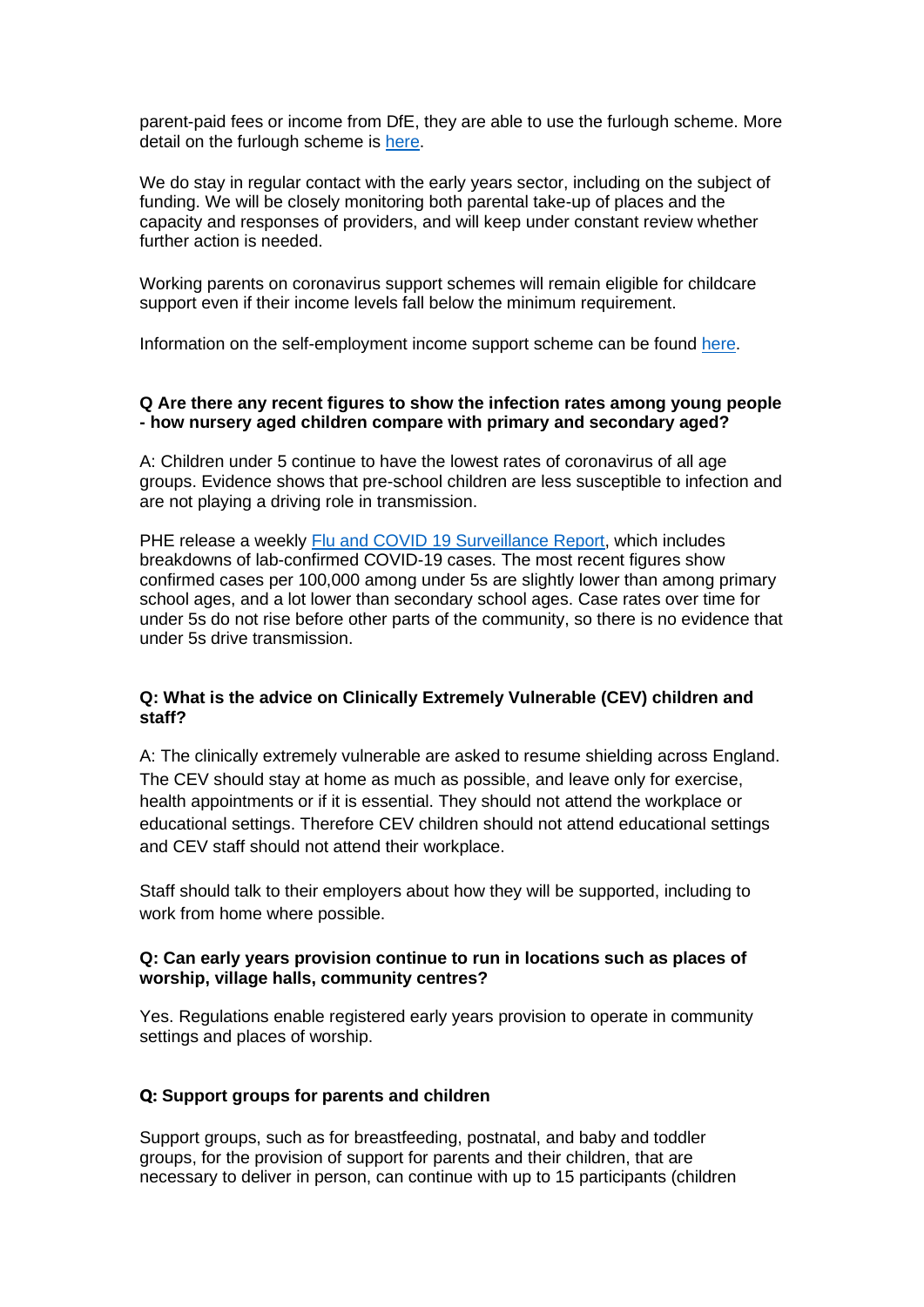parent-paid fees or income from DfE, they are able to use the furlough scheme. More detail on the furlough scheme is here.

We do stay in regular contact with the early years sector, including on the subject of funding. We will be closely monitoring both parental take-up of places and the capacity and responses of providers, and will keep under constant review whether further action is needed.

Working parents on coronavirus support schemes will remain eligible for childcare support even if their income levels fall below the minimum requirement.

Information on the self-employment income support scheme can be found here.

**Q Are there any recent figures to show the infection rates among young people - how nursery aged children compare with primary and secondary aged?**

A: Children under 5 continue to have the lowest rates of coronavirus of all age groups. Evidence shows that pre-school children are less susceptible to infection and are not playing a driving role in transmission.

PHE release a weekly Flu and COVID 19 Surveillance Report, which includes breakdowns of lab-confirmed COVID-19 cases. The most recent figures show confirmed cases per 100,000 among under 5s are slightly lower than among primary school ages, and a lot lower than secondary school ages. Case rates over time for under 5s do not rise before other parts of the community, so there is no evidence that under 5s drive transmission.

**Q: What is the advice on Clinically Extremely Vulnerable (CEV) children and staff?**

A: The clinically extremely vulnerable are asked to resume shielding across England. The CEV should stay at home as much as possible, and leave only for exercise, health appointments or if it is essential. They should not attend the workplace or educational settings. Therefore CEV children should not attend educational settings and CEV staff should not attend their workplace.

Staff should talk to their employers about how they will be supported, including to work from home where possible.

**Q: Can early years provision continue to run in locations such as places of worship, village halls, community centres?**

Yes. Regulations enable registered early years provision to operate in community settings and places of worship.

**Q: Support groups for parents and children**

Support groups, such as for breastfeeding, postnatal, and baby and toddler groups, for the provision of support for parents and their children, that are necessary to deliver in person, can continue with up to 15 participants (children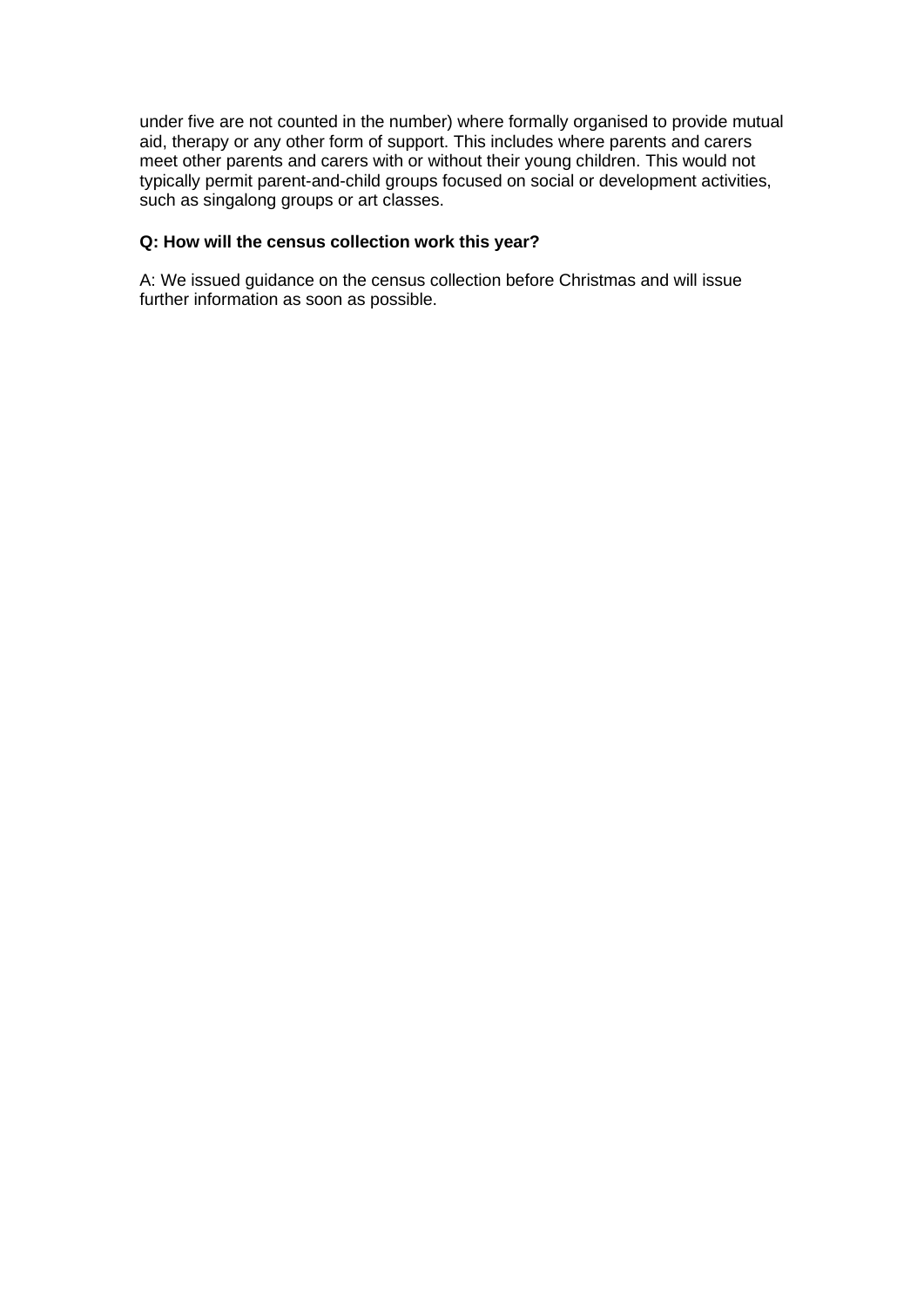under five are not counted in the number) where formally organised to provide mutual aid, therapy or any other form of support. This includes where parents and carers meet other parents and carers with or without their young children. This would not typically permit parent-and-child groups focused on social or development activities, such as singalong groups or art classes.

**Q: How will the census collection work this year?**

A: We issued guidance on the census collection before Christmas and will issue further information as soon as possible.